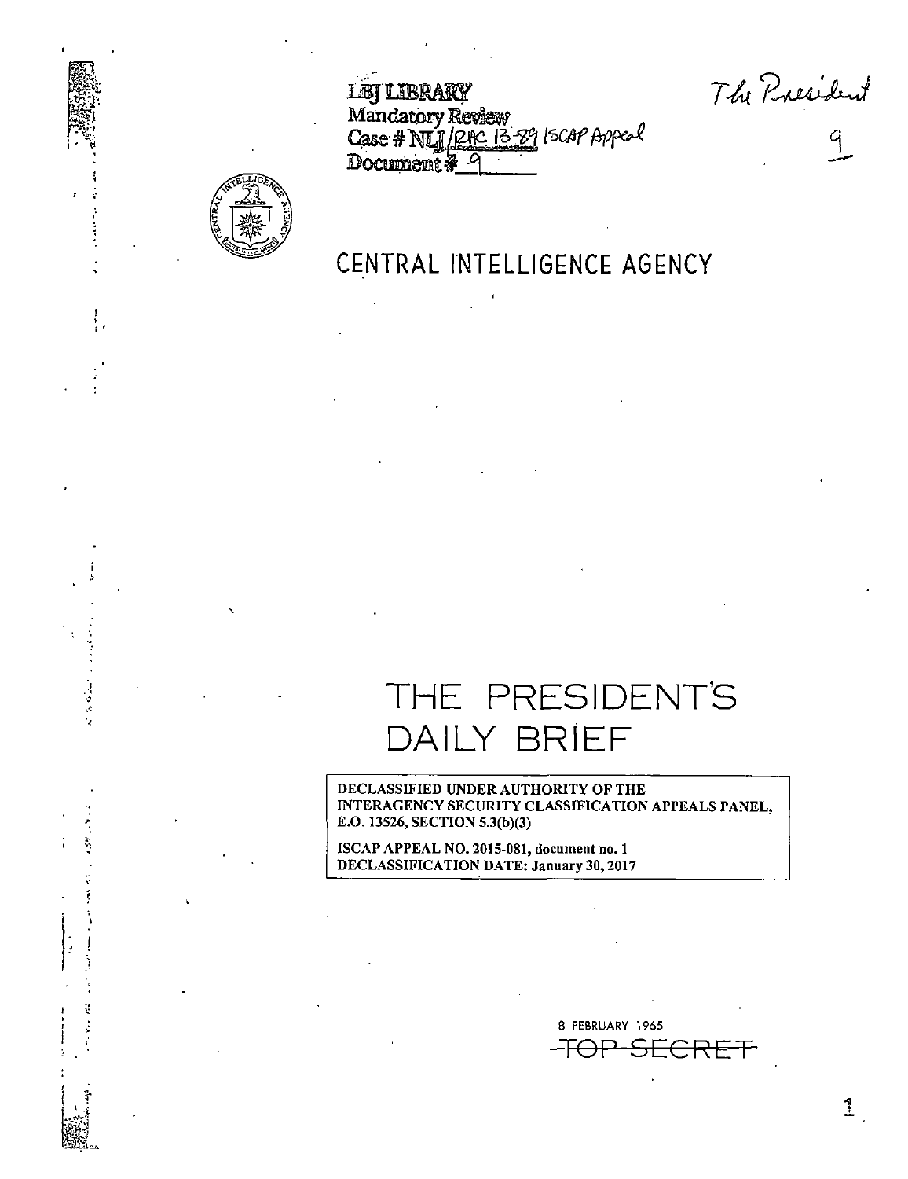LBJ LIBRARY
Mandatory Review
Case # NLJ/RAC 13-89 ISCAP Appeal
Document # 9

The President

9

CENTRAL INTELLIGENCE AGENCY

# THE PRESIDENT'S DAILY BRIEF

DECLASSIFIED UNDER AUTHORITY OF THE INTERAGENCY SECURITY CLASSIFICATION APPEALS PANEL, E.O. 13526, SECTION 5.3(b)(3)

ISCAP APPEAL NO. 2015-081, document no. 1
DECLASSIFICATION DATE: January 30, 2017

8 FEBRUARY 1965

~~TOP SECRET~~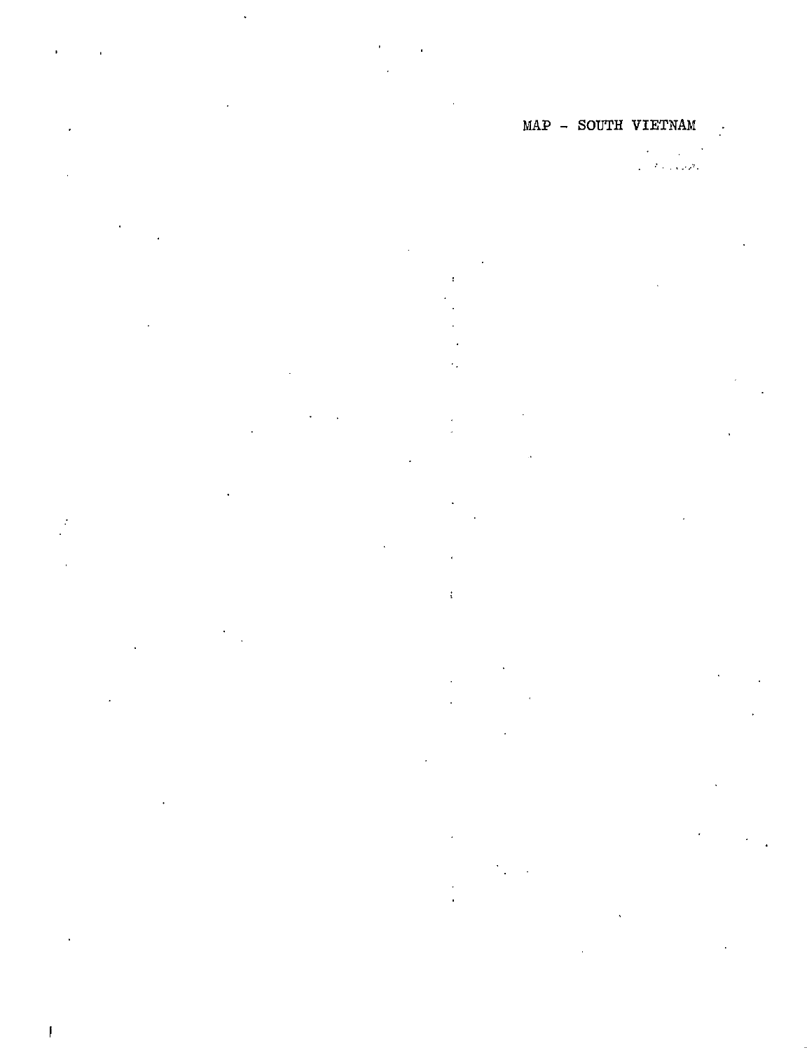MAP - SOUTH VIETNAM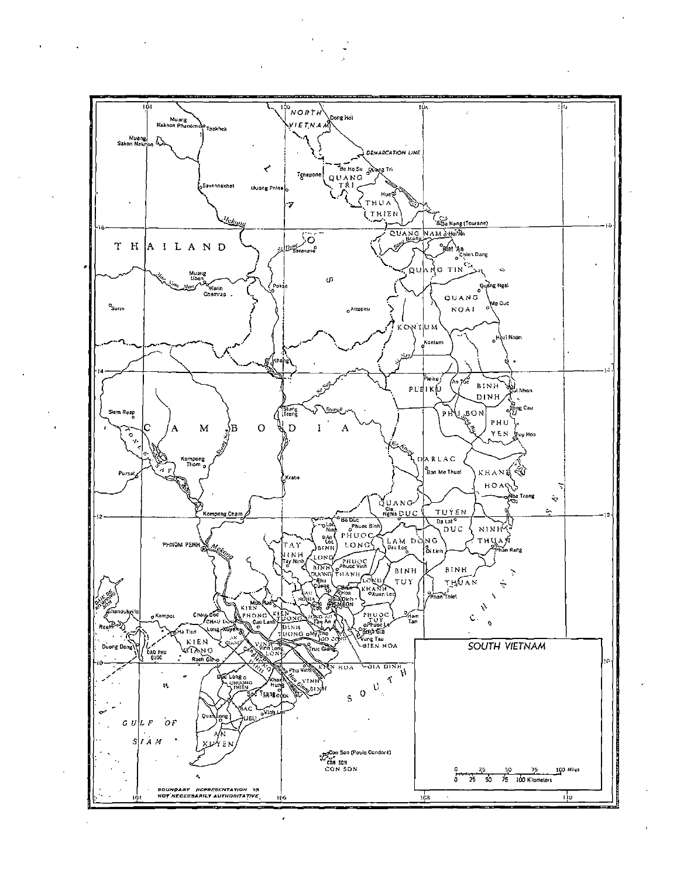# SOUTH VIETNAM

BOUNDARY REPRESENTATION IS NOT NECESSARILY AUTHORITATIVE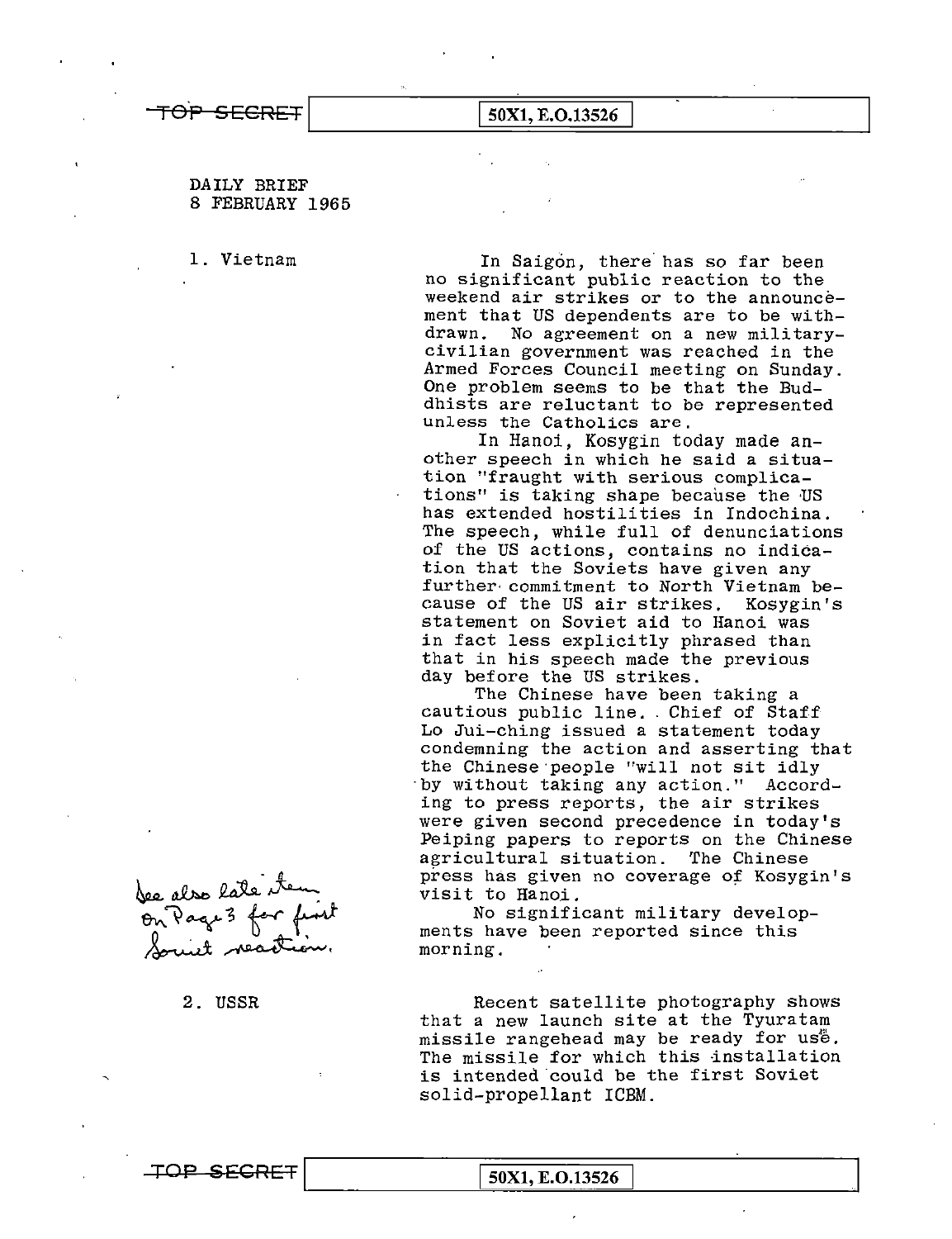TOP SECRET 50X1, E.O.13526

DAILY BRIEF
8 FEBRUARY 1965

1. Vietnam

In Saigon, there has so far been no significant public reaction to the weekend air strikes or to the announcement that US dependents are to be withdrawn. No agreement on a new military-civilian government was reached in the Armed Forces Council meeting on Sunday. One problem seems to be that the Buddhists are reluctant to be represented unless the Catholics are.

In Hanoi, Kosygin today made another speech in which he said a situation "fraught with serious complications" is taking shape because the US has extended hostilities in Indochina. The speech, while full of denunciations of the US actions, contains no indication that the Soviets have given any further commitment to North Vietnam because of the US air strikes. Kosygin's statement on Soviet aid to Hanoi was in fact less explicitly phrased than that in his speech made the previous day before the US strikes.

The Chinese have been taking a cautious public line. Chief of Staff Lo Jui-ching issued a statement today condemning the action and asserting that the Chinese people "will not sit idly by without taking any action." According to press reports, the air strikes were given second precedence in today's Peiping papers to reports on the Chinese agricultural situation. The Chinese press has given no coverage of Kosygin's visit to Hanoi.

No significant military developments have been reported since this morning.

*See also late item on Page 3 for first Soviet reaction.*

2. USSR

Recent satellite photography shows that a new launch site at the Tyuratam missile rangehead may be ready for use. The missile for which this installation is intended could be the first Soviet solid-propellant ICBM.

TOP SECRET 50X1, E.O.13526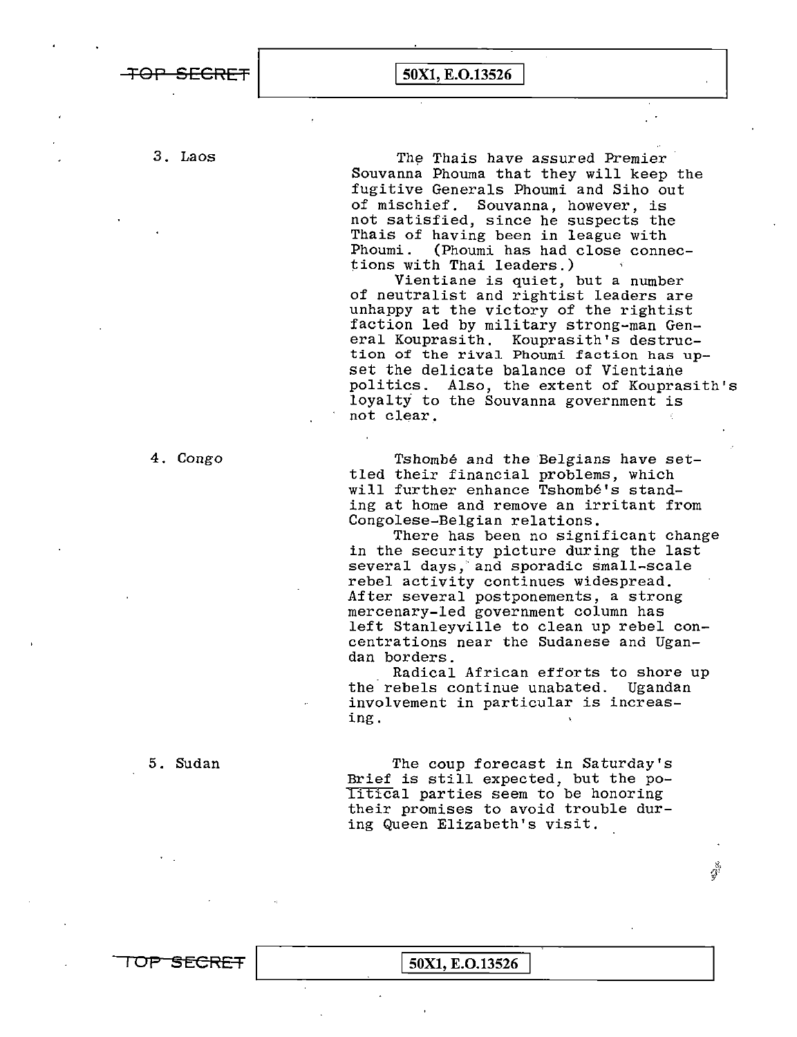3. Laos

The Thais have assured Premier Souvanna Phouma that they will keep the fugitive Generals Phoumi and Siho out of mischief. Souvanna, however, is not satisfied, since he suspects the Thais of having been in league with Phoumi. (Phoumi has had close connections with Thai leaders.)

Vientiane is quiet, but a number of neutralist and rightist leaders are unhappy at the victory of the rightist faction led by military strong-man General Kouprasith. Kouprasith's destruction of the rival Phoumi faction has upset the delicate balance of Vientiane politics. Also, the extent of Kouprasith's loyalty to the Souvanna government is not clear.

4. Congo

Tshombé and the Belgians have settled their financial problems, which will further enhance Tshombé's standing at home and remove an irritant from Congolese-Belgian relations.

There has been no significant change in the security picture during the last several days, and sporadic small-scale rebel activity continues widespread. After several postponements, a strong mercenary-led government column has left Stanleyville to clean up rebel concentrations near the Sudanese and Ugandan borders.

Radical African efforts to shore up the rebels continue unabated. Ugandan involvement in particular is increasing.

5. Sudan

The coup forecast in Saturday's Brief is still expected, but the political parties seem to be honoring their promises to avoid trouble during Queen Elizabeth's visit.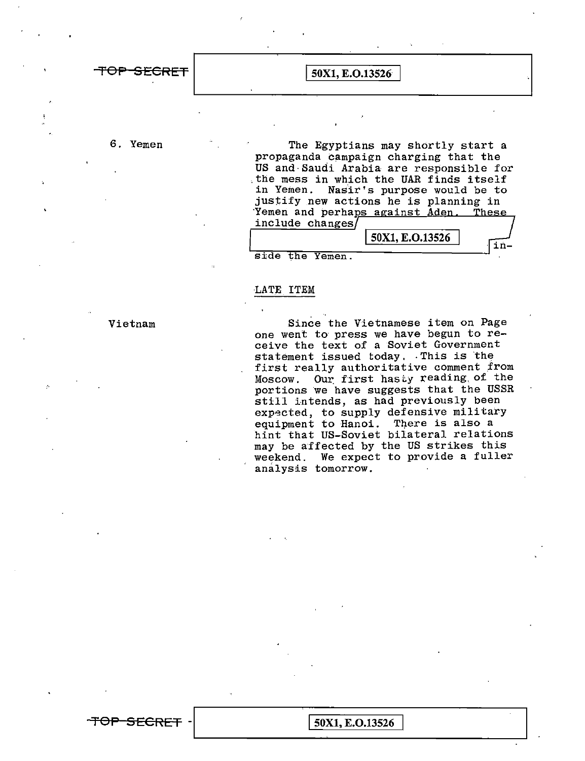6. Yemen

The Egyptians may shortly start a propaganda campaign charging that the US and Saudi Arabia are responsible for the mess in which the UAR finds itself in Yemen. Nasir's purpose would be to justify new actions he is planning in Yemen and perhaps against Aden. These include changes

50X1, E.O.13526

inside the Yemen.

LATE ITEM

Vietnam

Since the Vietnamese item on Page one went to press we have begun to receive the text of a Soviet Government statement issued today. This is the first really authoritative comment from Moscow. Our first hasty reading of the portions we have suggests that the USSR still intends, as had previously been expected, to supply defensive military equipment to Hanoi. There is also a hint that US-Soviet bilateral relations may be affected by the US strikes this weekend. We expect to provide a fuller analysis tomorrow.